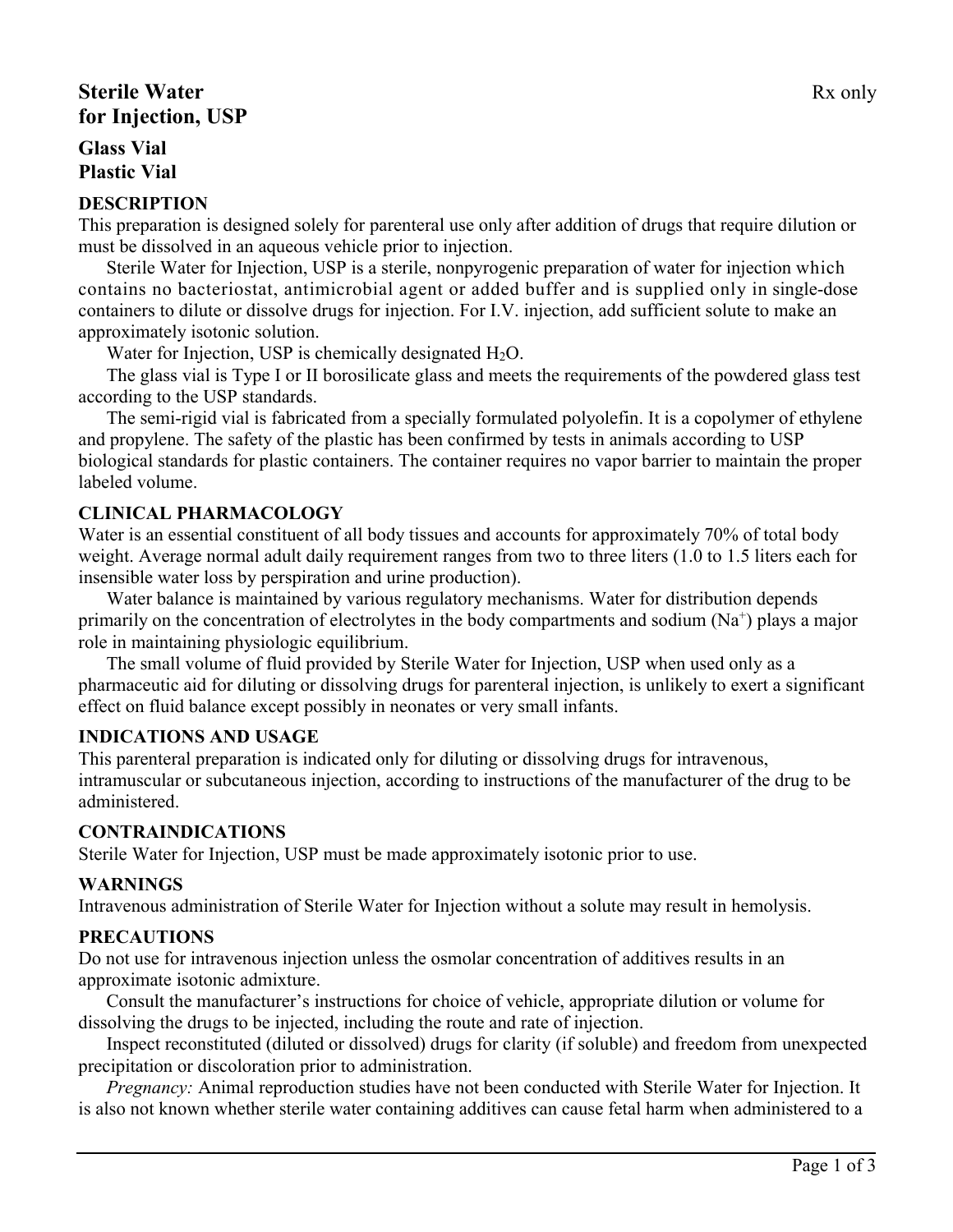# Sterile Water for Injection, USP

Rx only

## Glass Vial
## Plastic Vial

## DESCRIPTION

This preparation is designed solely for parenteral use only after addition of drugs that require dilution or must be dissolved in an aqueous vehicle prior to injection.

Sterile Water for Injection, USP is a sterile, nonpyrogenic preparation of water for injection which contains no bacteriostat, antimicrobial agent or added buffer and is supplied only in single-dose containers to dilute or dissolve drugs for injection. For I.V. injection, add sufficient solute to make an approximately isotonic solution.

Water for Injection, USP is chemically designated $H_2O$.

The glass vial is Type I or II borosilicate glass and meets the requirements of the powdered glass test according to the USP standards.

The semi-rigid vial is fabricated from a specially formulated polyolefin. It is a copolymer of ethylene and propylene. The safety of the plastic has been confirmed by tests in animals according to USP biological standards for plastic containers. The container requires no vapor barrier to maintain the proper labeled volume.

## CLINICAL PHARMACOLOGY

Water is an essential constituent of all body tissues and accounts for approximately 70% of total body weight. Average normal adult daily requirement ranges from two to three liters (1.0 to 1.5 liters each for insensible water loss by perspiration and urine production).

Water balance is maintained by various regulatory mechanisms. Water for distribution depends primarily on the concentration of electrolytes in the body compartments and sodium ($Na^+$) plays a major role in maintaining physiologic equilibrium.

The small volume of fluid provided by Sterile Water for Injection, USP when used only as a pharmaceutic aid for diluting or dissolving drugs for parenteral injection, is unlikely to exert a significant effect on fluid balance except possibly in neonates or very small infants.

## INDICATIONS AND USAGE

This parenteral preparation is indicated only for diluting or dissolving drugs for intravenous, intramuscular or subcutaneous injection, according to instructions of the manufacturer of the drug to be administered.

## CONTRAINDICATIONS

Sterile Water for Injection, USP must be made approximately isotonic prior to use.

## WARNINGS

Intravenous administration of Sterile Water for Injection without a solute may result in hemolysis.

## PRECAUTIONS

Do not use for intravenous injection unless the osmolar concentration of additives results in an approximate isotonic admixture.

Consult the manufacturer's instructions for choice of vehicle, appropriate dilution or volume for dissolving the drugs to be injected, including the route and rate of injection.

Inspect reconstituted (diluted or dissolved) drugs for clarity (if soluble) and freedom from unexpected precipitation or discoloration prior to administration.

*Pregnancy:* Animal reproduction studies have not been conducted with Sterile Water for Injection. It is also not known whether sterile water containing additives can cause fetal harm when administered to a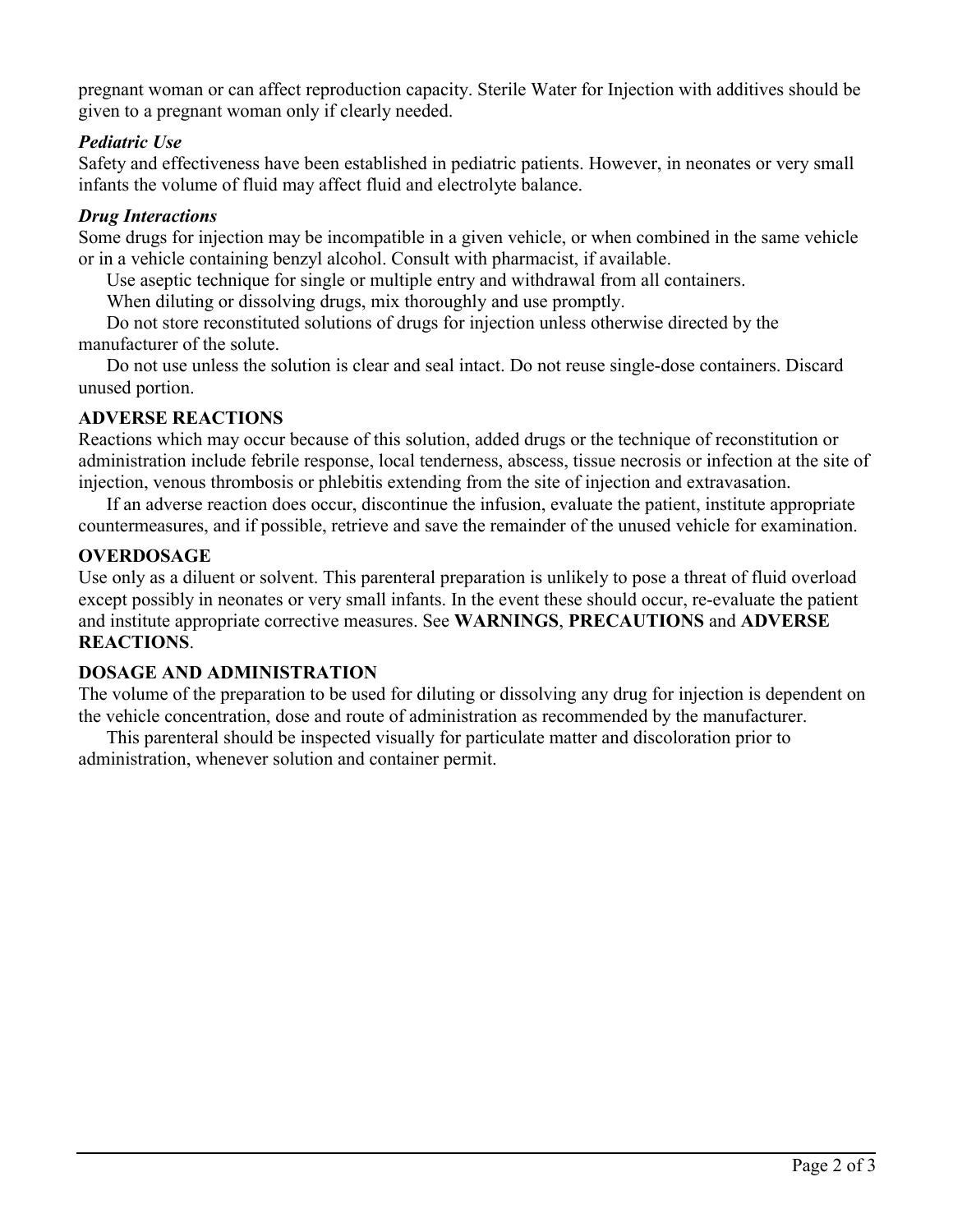pregnant woman or can affect reproduction capacity. Sterile Water for Injection with additives should be given to a pregnant woman only if clearly needed.

***Pediatric Use***

Safety and effectiveness have been established in pediatric patients. However, in neonates or very small infants the volume of fluid may affect fluid and electrolyte balance.

***Drug Interactions***

Some drugs for injection may be incompatible in a given vehicle, or when combined in the same vehicle or in a vehicle containing benzyl alcohol. Consult with pharmacist, if available.

Use aseptic technique for single or multiple entry and withdrawal from all containers.

When diluting or dissolving drugs, mix thoroughly and use promptly.

Do not store reconstituted solutions of drugs for injection unless otherwise directed by the manufacturer of the solute.

Do not use unless the solution is clear and seal intact. Do not reuse single-dose containers. Discard unused portion.

**ADVERSE REACTIONS**

Reactions which may occur because of this solution, added drugs or the technique of reconstitution or administration include febrile response, local tenderness, abscess, tissue necrosis or infection at the site of injection, venous thrombosis or phlebitis extending from the site of injection and extravasation.

If an adverse reaction does occur, discontinue the infusion, evaluate the patient, institute appropriate countermeasures, and if possible, retrieve and save the remainder of the unused vehicle for examination.

**OVERDOSAGE**

Use only as a diluent or solvent. This parenteral preparation is unlikely to pose a threat of fluid overload except possibly in neonates or very small infants. In the event these should occur, re-evaluate the patient and institute appropriate corrective measures. See **WARNINGS**, **PRECAUTIONS** and **ADVERSE REACTIONS**.

**DOSAGE AND ADMINISTRATION**

The volume of the preparation to be used for diluting or dissolving any drug for injection is dependent on the vehicle concentration, dose and route of administration as recommended by the manufacturer.

This parenteral should be inspected visually for particulate matter and discoloration prior to administration, whenever solution and container permit.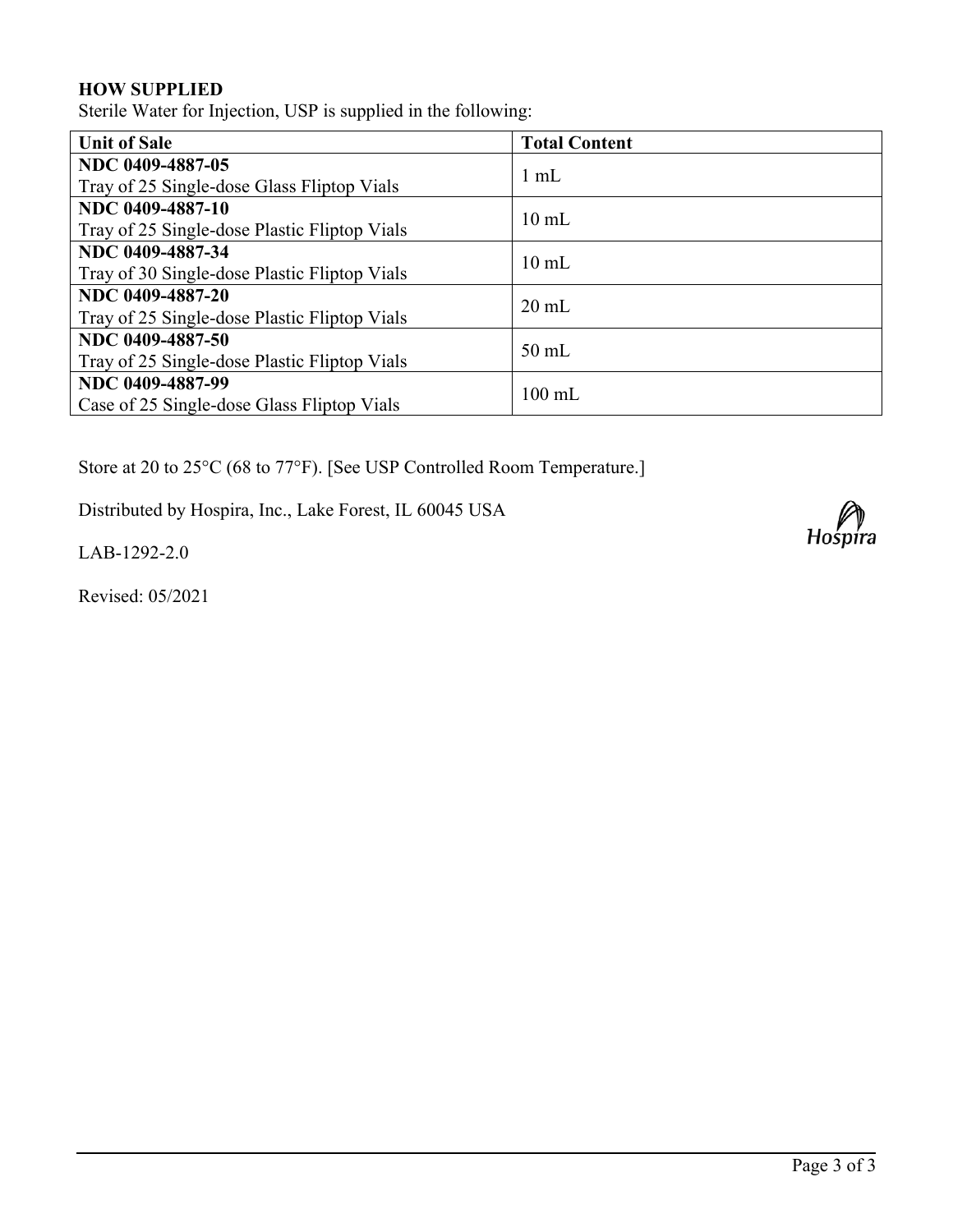## HOW SUPPLIED

Sterile Water for Injection, USP is supplied in the following:

| Unit of Sale | Total Content |
|---|---|
| **NDC 0409-4887-05** Tray of 25 Single-dose Glass Fliptop Vials | 1 mL |
| **NDC 0409-4887-10** Tray of 25 Single-dose Plastic Fliptop Vials | 10 mL |
| **NDC 0409-4887-34** Tray of 30 Single-dose Plastic Fliptop Vials | 10 mL |
| **NDC 0409-4887-20** Tray of 25 Single-dose Plastic Fliptop Vials | 20 mL |
| **NDC 0409-4887-50** Tray of 25 Single-dose Plastic Fliptop Vials | 50 mL |
| **NDC 0409-4887-99** Case of 25 Single-dose Glass Fliptop Vials | 100 mL |

Store at 20 to 25°C (68 to 77°F). [See USP Controlled Room Temperature.]

Distributed by Hospira, Inc., Lake Forest, IL 60045 USA

Hospira

LAB-1292-2.0

Revised: 05/2021